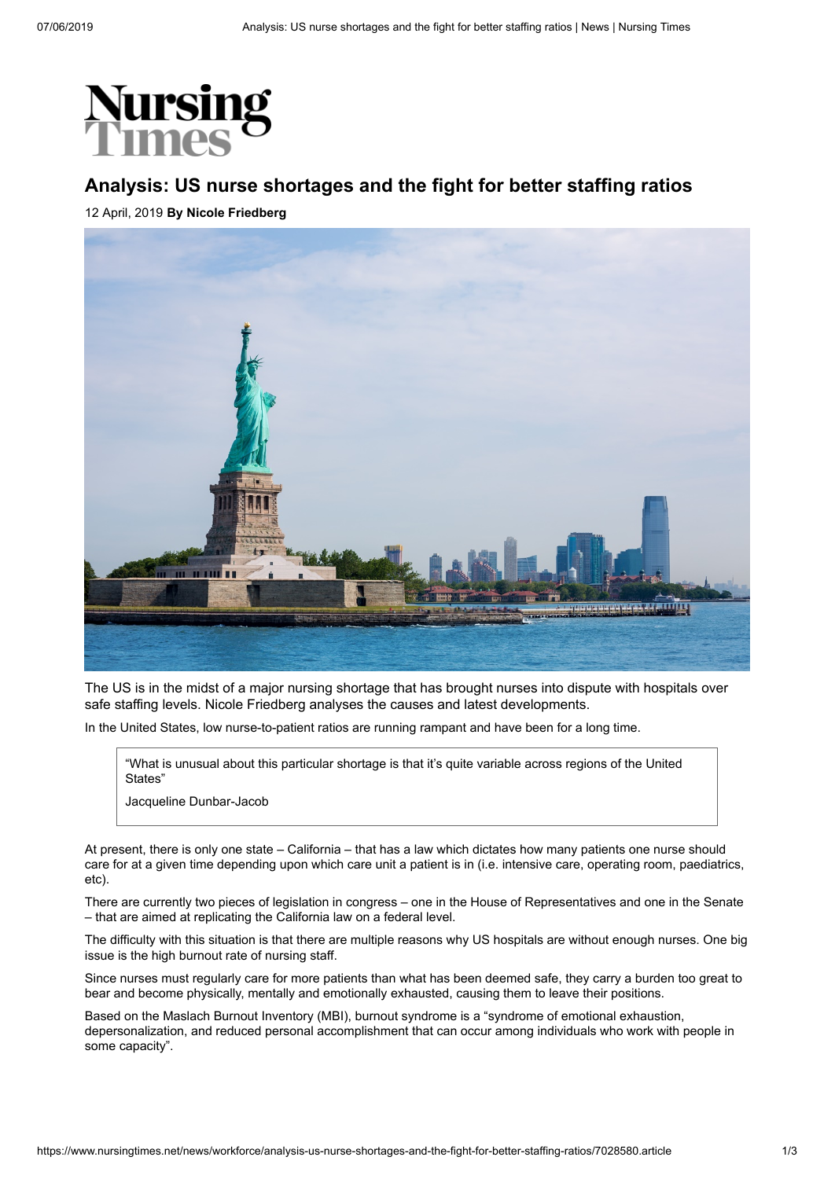# Analysis: US nurse shortages and the fight for better staffing ratios

12 April, 2019 **By Nicole Friedberg**

The US is in the midst of a major nursing shortage that has brought nurses into dispute with hospitals over safe staffing levels. Nicole Friedberg analyses the causes and latest developments.

In the United States, low nurse-to-patient ratios are running rampant and have been for a long time.

> "What is unusual about this particular shortage is that it's quite variable across regions of the United States"
>
> Jacqueline Dunbar-Jacob

At present, there is only one state – California – that has a law which dictates how many patients one nurse should care for at a given time depending upon which care unit a patient is in (i.e. intensive care, operating room, paediatrics, etc).

There are currently two pieces of legislation in congress – one in the House of Representatives and one in the Senate – that are aimed at replicating the California law on a federal level.

The difficulty with this situation is that there are multiple reasons why US hospitals are without enough nurses. One big issue is the high burnout rate of nursing staff.

Since nurses must regularly care for more patients than what has been deemed safe, they carry a burden too great to bear and become physically, mentally and emotionally exhausted, causing them to leave their positions.

Based on the Maslach Burnout Inventory (MBI), burnout syndrome is a "syndrome of emotional exhaustion, depersonalization, and reduced personal accomplishment that can occur among individuals who work with people in some capacity".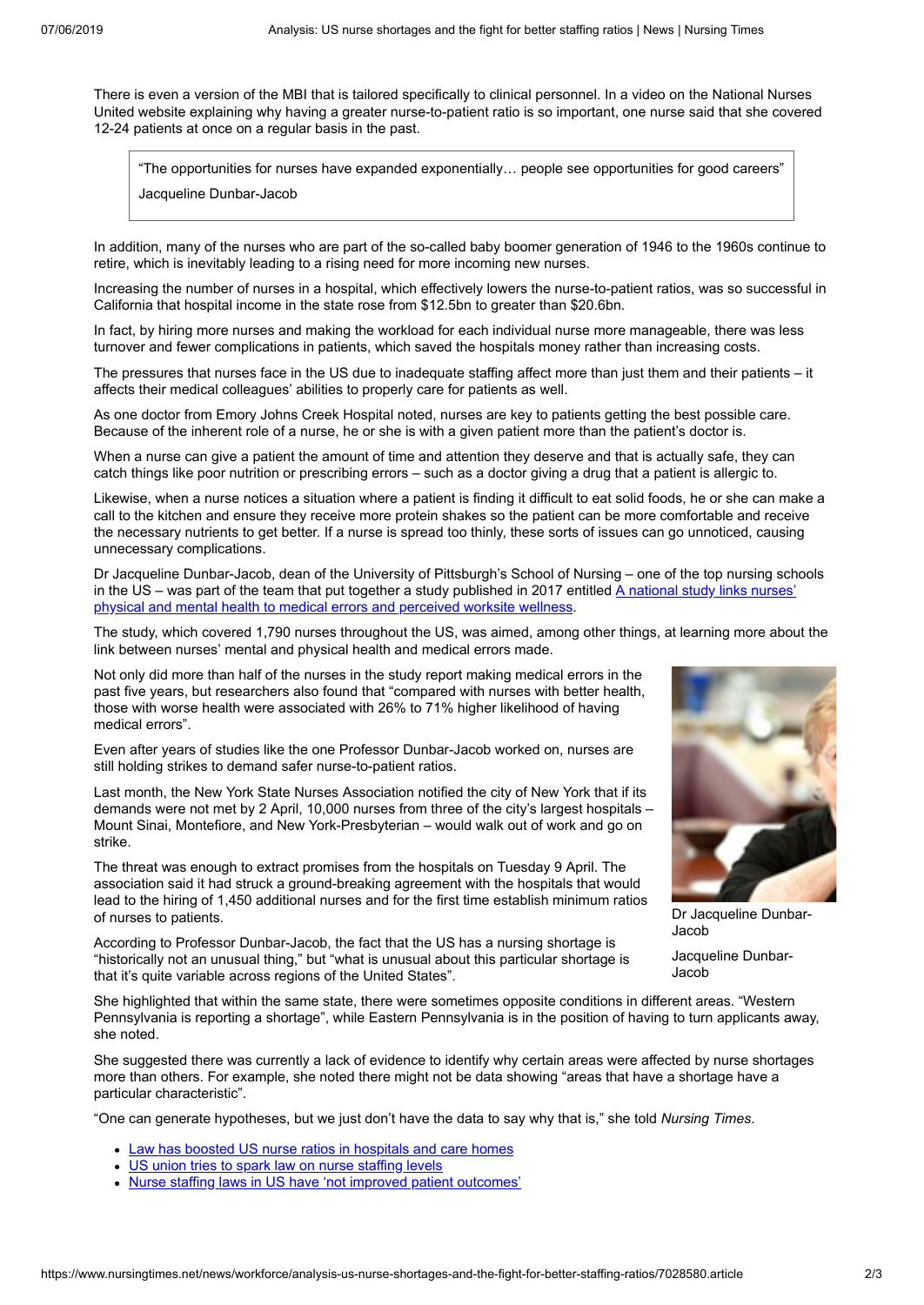There is even a version of the MBI that is tailored specifically to clinical personnel. In a video on the National Nurses United website explaining why having a greater nurse-to-patient ratio is so important, one nurse said that she covered 12-24 patients at once on a regular basis in the past.

> "The opportunities for nurses have expanded exponentially… people see opportunities for good careers"
>
> Jacqueline Dunbar-Jacob

In addition, many of the nurses who are part of the so-called baby boomer generation of 1946 to the 1960s continue to retire, which is inevitably leading to a rising need for more incoming new nurses.

Increasing the number of nurses in a hospital, which effectively lowers the nurse-to-patient ratios, was so successful in California that hospital income in the state rose from $12.5bn to greater than $20.6bn.

In fact, by hiring more nurses and making the workload for each individual nurse more manageable, there was less turnover and fewer complications in patients, which saved the hospitals money rather than increasing costs.

The pressures that nurses face in the US due to inadequate staffing affect more than just them and their patients – it affects their medical colleagues' abilities to properly care for patients as well.

As one doctor from Emory Johns Creek Hospital noted, nurses are key to patients getting the best possible care. Because of the inherent role of a nurse, he or she is with a given patient more than the patient's doctor is.

When a nurse can give a patient the amount of time and attention they deserve and that is actually safe, they can catch things like poor nutrition or prescribing errors – such as a doctor giving a drug that a patient is allergic to.

Likewise, when a nurse notices a situation where a patient is finding it difficult to eat solid foods, he or she can make a call to the kitchen and ensure they receive more protein shakes so the patient can be more comfortable and receive the necessary nutrients to get better. If a nurse is spread too thinly, these sorts of issues can go unnoticed, causing unnecessary complications.

Dr Jacqueline Dunbar-Jacob, dean of the University of Pittsburgh's School of Nursing – one of the top nursing schools in the US – was part of the team that put together a study published in 2017 entitled A national study links nurses' physical and mental health to medical errors and perceived worksite wellness.

The study, which covered 1,790 nurses throughout the US, was aimed, among other things, at learning more about the link between nurses' mental and physical health and medical errors made.

Not only did more than half of the nurses in the study report making medical errors in the past five years, but researchers also found that "compared with nurses with better health, those with worse health were associated with 26% to 71% higher likelihood of having medical errors".

Even after years of studies like the one Professor Dunbar-Jacob worked on, nurses are still holding strikes to demand safer nurse-to-patient ratios.

Last month, the New York State Nurses Association notified the city of New York that if its demands were not met by 2 April, 10,000 nurses from three of the city's largest hospitals – Mount Sinai, Montefiore, and New York-Presbyterian – would walk out of work and go on strike.

The threat was enough to extract promises from the hospitals on Tuesday 9 April. The association said it had struck a ground-breaking agreement with the hospitals that would lead to the hiring of 1,450 additional nurses and for the first time establish minimum ratios of nurses to patients.

Dr Jacqueline Dunbar-Jacob

Jacqueline Dunbar-Jacob

According to Professor Dunbar-Jacob, the fact that the US has a nursing shortage is "historically not an unusual thing," but "what is unusual about this particular shortage is that it's quite variable across regions of the United States".

She highlighted that within the same state, there were sometimes opposite conditions in different areas. "Western Pennsylvania is reporting a shortage", while Eastern Pennsylvania is in the position of having to turn applicants away, she noted.

She suggested there was currently a lack of evidence to identify why certain areas were affected by nurse shortages more than others. For example, she noted there might not be data showing "areas that have a shortage have a particular characteristic".

"One can generate hypotheses, but we just don't have the data to say why that is," she told *Nursing Times*.

- Law has boosted US nurse ratios in hospitals and care homes
- US union tries to spark law on nurse staffing levels
- Nurse staffing laws in US have 'not improved patient outcomes'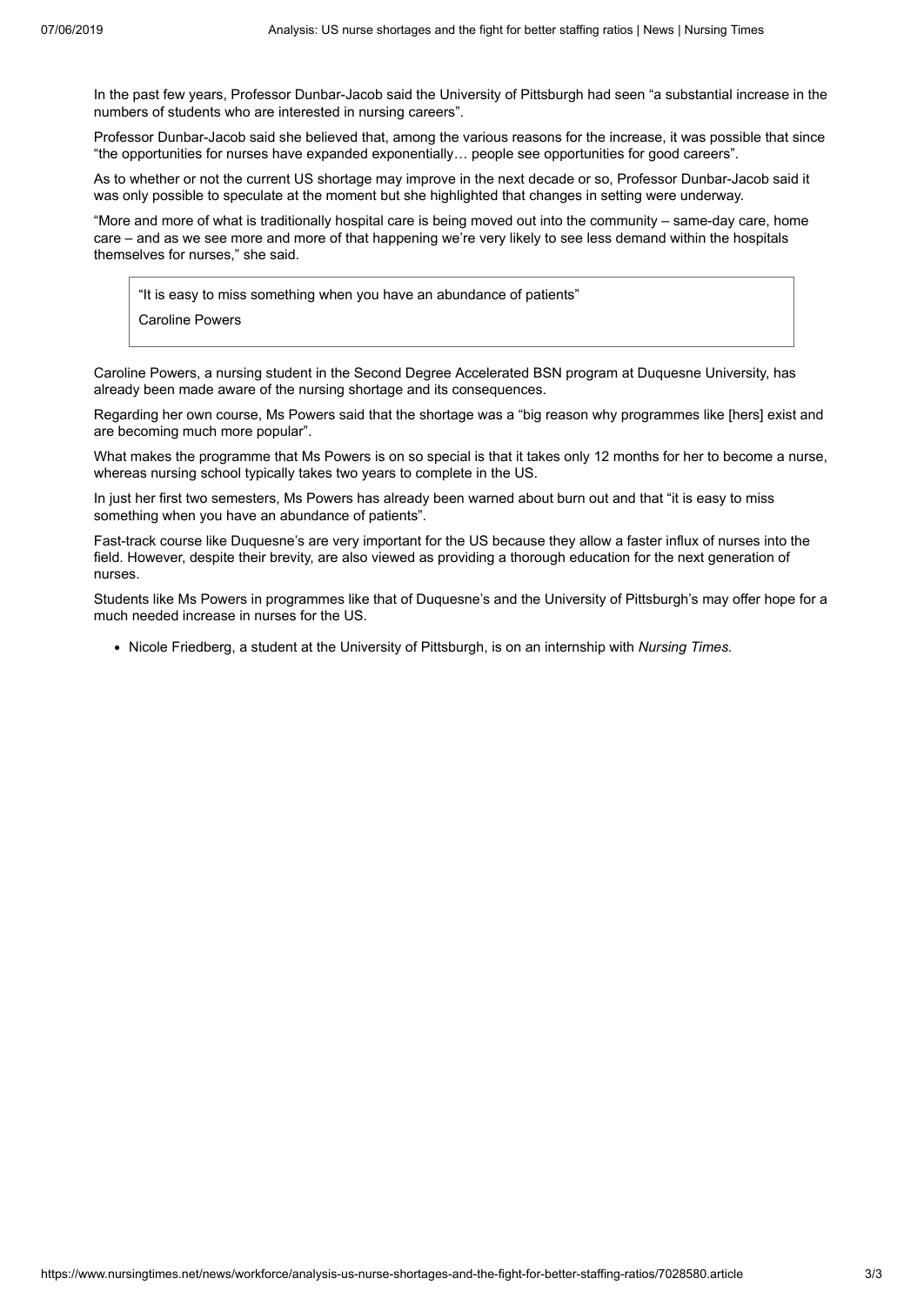In the past few years, Professor Dunbar-Jacob said the University of Pittsburgh had seen "a substantial increase in the numbers of students who are interested in nursing careers".

Professor Dunbar-Jacob said she believed that, among the various reasons for the increase, it was possible that since "the opportunities for nurses have expanded exponentially… people see opportunities for good careers".

As to whether or not the current US shortage may improve in the next decade or so, Professor Dunbar-Jacob said it was only possible to speculate at the moment but she highlighted that changes in setting were underway.

"More and more of what is traditionally hospital care is being moved out into the community – same-day care, home care – and as we see more and more of that happening we're very likely to see less demand within the hospitals themselves for nurses," she said.

> "It is easy to miss something when you have an abundance of patients"
>
> Caroline Powers

Caroline Powers, a nursing student in the Second Degree Accelerated BSN program at Duquesne University, has already been made aware of the nursing shortage and its consequences.

Regarding her own course, Ms Powers said that the shortage was a "big reason why programmes like [hers] exist and are becoming much more popular".

What makes the programme that Ms Powers is on so special is that it takes only 12 months for her to become a nurse, whereas nursing school typically takes two years to complete in the US.

In just her first two semesters, Ms Powers has already been warned about burn out and that "it is easy to miss something when you have an abundance of patients".

Fast-track course like Duquesne's are very important for the US because they allow a faster influx of nurses into the field. However, despite their brevity, are also viewed as providing a thorough education for the next generation of nurses.

Students like Ms Powers in programmes like that of Duquesne's and the University of Pittsburgh's may offer hope for a much needed increase in nurses for the US.

- Nicole Friedberg, a student at the University of Pittsburgh, is on an internship with *Nursing Times*.